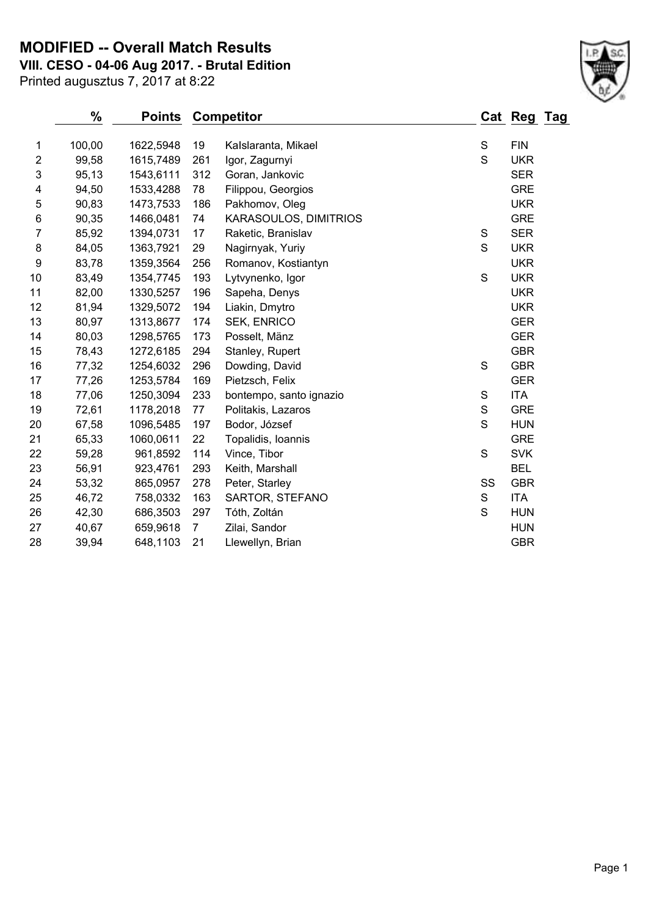# MODIFIED -- Overall Match Results

**VIII. CESO - 04-06 Aug 2017. - Brutal Edition**

Printed augusztus 7, 2017 at 8:22

| | % | Points | | Competitor | Cat | Reg | Tag |
|---|---|---|---|---|---|---|---|
| 1 | 100,00 | 1622,5948 | 19 | Kalslaranta, Mikael | S | FIN | |
| 2 | 99,58 | 1615,7489 | 261 | Igor, Zagurnyi | S | UKR | |
| 3 | 95,13 | 1543,6111 | 312 | Goran, Jankovic | | SER | |
| 4 | 94,50 | 1533,4288 | 78 | Filippou, Georgios | | GRE | |
| 5 | 90,83 | 1473,7533 | 186 | Pakhomov, Oleg | | UKR | |
| 6 | 90,35 | 1466,0481 | 74 | KARASOULOS, DIMITRIOS | | GRE | |
| 7 | 85,92 | 1394,0731 | 17 | Raketic, Branislav | S | SER | |
| 8 | 84,05 | 1363,7921 | 29 | Nagirnyak, Yuriy | S | UKR | |
| 9 | 83,78 | 1359,3564 | 256 | Romanov, Kostiantyn | | UKR | |
| 10 | 83,49 | 1354,7745 | 193 | Lytvynenko, Igor | S | UKR | |
| 11 | 82,00 | 1330,5257 | 196 | Sapeha, Denys | | UKR | |
| 12 | 81,94 | 1329,5072 | 194 | Liakin, Dmytro | | UKR | |
| 13 | 80,97 | 1313,8677 | 174 | SEK, ENRICO | | GER | |
| 14 | 80,03 | 1298,5765 | 173 | Posselt, Mänz | | GER | |
| 15 | 78,43 | 1272,6185 | 294 | Stanley, Rupert | | GBR | |
| 16 | 77,32 | 1254,6032 | 296 | Dowding, David | S | GBR | |
| 17 | 77,26 | 1253,5784 | 169 | Pietzsch, Felix | | GER | |
| 18 | 77,06 | 1250,3094 | 233 | bontempo, santo ignazio | S | ITA | |
| 19 | 72,61 | 1178,2018 | 77 | Politakis, Lazaros | S | GRE | |
| 20 | 67,58 | 1096,5485 | 197 | Bodor, József | S | HUN | |
| 21 | 65,33 | 1060,0611 | 22 | Topalidis, Ioannis | | GRE | |
| 22 | 59,28 | 961,8592 | 114 | Vince, Tibor | S | SVK | |
| 23 | 56,91 | 923,4761 | 293 | Keith, Marshall | | BEL | |
| 24 | 53,32 | 865,0957 | 278 | Peter, Starley | SS | GBR | |
| 25 | 46,72 | 758,0332 | 163 | SARTOR, STEFANO | S | ITA | |
| 26 | 42,30 | 686,3503 | 297 | Tóth, Zoltán | S | HUN | |
| 27 | 40,67 | 659,9618 | 7 | Zilai, Sandor | | HUN | |
| 28 | 39,94 | 648,1103 | 21 | Llewellyn, Brian | | GBR | |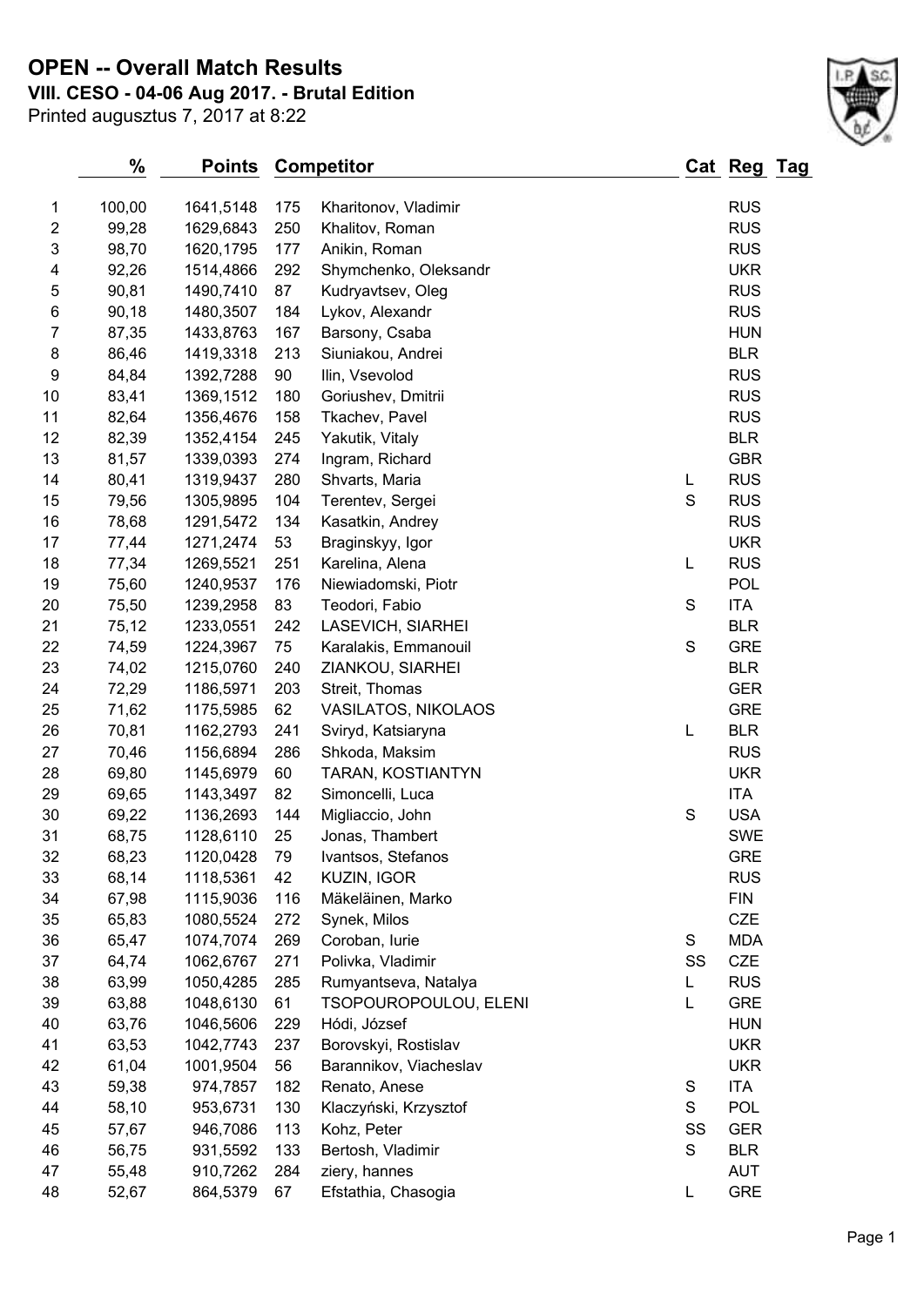# OPEN -- Overall Match Results

## VIII. CESO - 04-06 Aug 2017. - Brutal Edition

Printed augusztus 7, 2017 at 8:22

| | % | Points | Competitor | | Cat | Reg | Tag |
|---|---|---|---|---|---|---|---|
| 1 | 100,00 | 1641,5148 | 175 | Kharitonov, Vladimir | | RUS | |
| 2 | 99,28 | 1629,6843 | 250 | Khalitov, Roman | | RUS | |
| 3 | 98,70 | 1620,1795 | 177 | Anikin, Roman | | RUS | |
| 4 | 92,26 | 1514,4866 | 292 | Shymchenko, Oleksandr | | UKR | |
| 5 | 90,81 | 1490,7410 | 87 | Kudryavtsev, Oleg | | RUS | |
| 6 | 90,18 | 1480,3507 | 184 | Lykov, Alexandr | | RUS | |
| 7 | 87,35 | 1433,8763 | 167 | Barsony, Csaba | | HUN | |
| 8 | 86,46 | 1419,3318 | 213 | Siuniakou, Andrei | | BLR | |
| 9 | 84,84 | 1392,7288 | 90 | Ilin, Vsevolod | | RUS | |
| 10 | 83,41 | 1369,1512 | 180 | Goriushev, Dmitrii | | RUS | |
| 11 | 82,64 | 1356,4676 | 158 | Tkachev, Pavel | | RUS | |
| 12 | 82,39 | 1352,4154 | 245 | Yakutik, Vitaly | | BLR | |
| 13 | 81,57 | 1339,0393 | 274 | Ingram, Richard | | GBR | |
| 14 | 80,41 | 1319,9437 | 280 | Shvarts, Maria | L | RUS | |
| 15 | 79,56 | 1305,9895 | 104 | Terentev, Sergei | S | RUS | |
| 16 | 78,68 | 1291,5472 | 134 | Kasatkin, Andrey | | RUS | |
| 17 | 77,44 | 1271,2474 | 53 | Braginskyy, Igor | | UKR | |
| 18 | 77,34 | 1269,5521 | 251 | Karelina, Alena | L | RUS | |
| 19 | 75,60 | 1240,9537 | 176 | Niewiadomski, Piotr | | POL | |
| 20 | 75,50 | 1239,2958 | 83 | Teodori, Fabio | S | ITA | |
| 21 | 75,12 | 1233,0551 | 242 | LASEVICH, SIARHEI | | BLR | |
| 22 | 74,59 | 1224,3967 | 75 | Karalakis, Emmanouil | S | GRE | |
| 23 | 74,02 | 1215,0760 | 240 | ZIANKOU, SIARHEI | | BLR | |
| 24 | 72,29 | 1186,5971 | 203 | Streit, Thomas | | GER | |
| 25 | 71,62 | 1175,5985 | 62 | VASILATOS, NIKOLAOS | | GRE | |
| 26 | 70,81 | 1162,2793 | 241 | Sviryd, Katsiaryna | L | BLR | |
| 27 | 70,46 | 1156,6894 | 286 | Shkoda, Maksim | | RUS | |
| 28 | 69,80 | 1145,6979 | 60 | TARAN, KOSTIANTYN | | UKR | |
| 29 | 69,65 | 1143,3497 | 82 | Simoncelli, Luca | | ITA | |
| 30 | 69,22 | 1136,2693 | 144 | Migliaccio, John | S | USA | |
| 31 | 68,75 | 1128,6110 | 25 | Jonas, Thambert | | SWE | |
| 32 | 68,23 | 1120,0428 | 79 | Ivantsos, Stefanos | | GRE | |
| 33 | 68,14 | 1118,5361 | 42 | KUZIN, IGOR | | RUS | |
| 34 | 67,98 | 1115,9036 | 116 | Mäkeläinen, Marko | | FIN | |
| 35 | 65,83 | 1080,5524 | 272 | Synek, Milos | | CZE | |
| 36 | 65,47 | 1074,7074 | 269 | Coroban, Iurie | S | MDA | |
| 37 | 64,74 | 1062,6767 | 271 | Polivka, Vladimir | SS | CZE | |
| 38 | 63,99 | 1050,4285 | 285 | Rumyantseva, Natalya | L | RUS | |
| 39 | 63,88 | 1048,6130 | 61 | TSOPOUROPOULOU, ELENI | L | GRE | |
| 40 | 63,76 | 1046,5606 | 229 | Hódi, József | | HUN | |
| 41 | 63,53 | 1042,7743 | 237 | Borovskyi, Rostislav | | UKR | |
| 42 | 61,04 | 1001,9504 | 56 | Barannikov, Viacheslav | | UKR | |
| 43 | 59,38 | 974,7857 | 182 | Renato, Anese | S | ITA | |
| 44 | 58,10 | 953,6731 | 130 | Klaczyński, Krzysztof | S | POL | |
| 45 | 57,67 | 946,7086 | 113 | Kohz, Peter | SS | GER | |
| 46 | 56,75 | 931,5592 | 133 | Bertosh, Vladimir | S | BLR | |
| 47 | 55,48 | 910,7262 | 284 | ziery, hannes | | AUT | |
| 48 | 52,67 | 864,5379 | 67 | Efstathia, Chasogia | L | GRE | |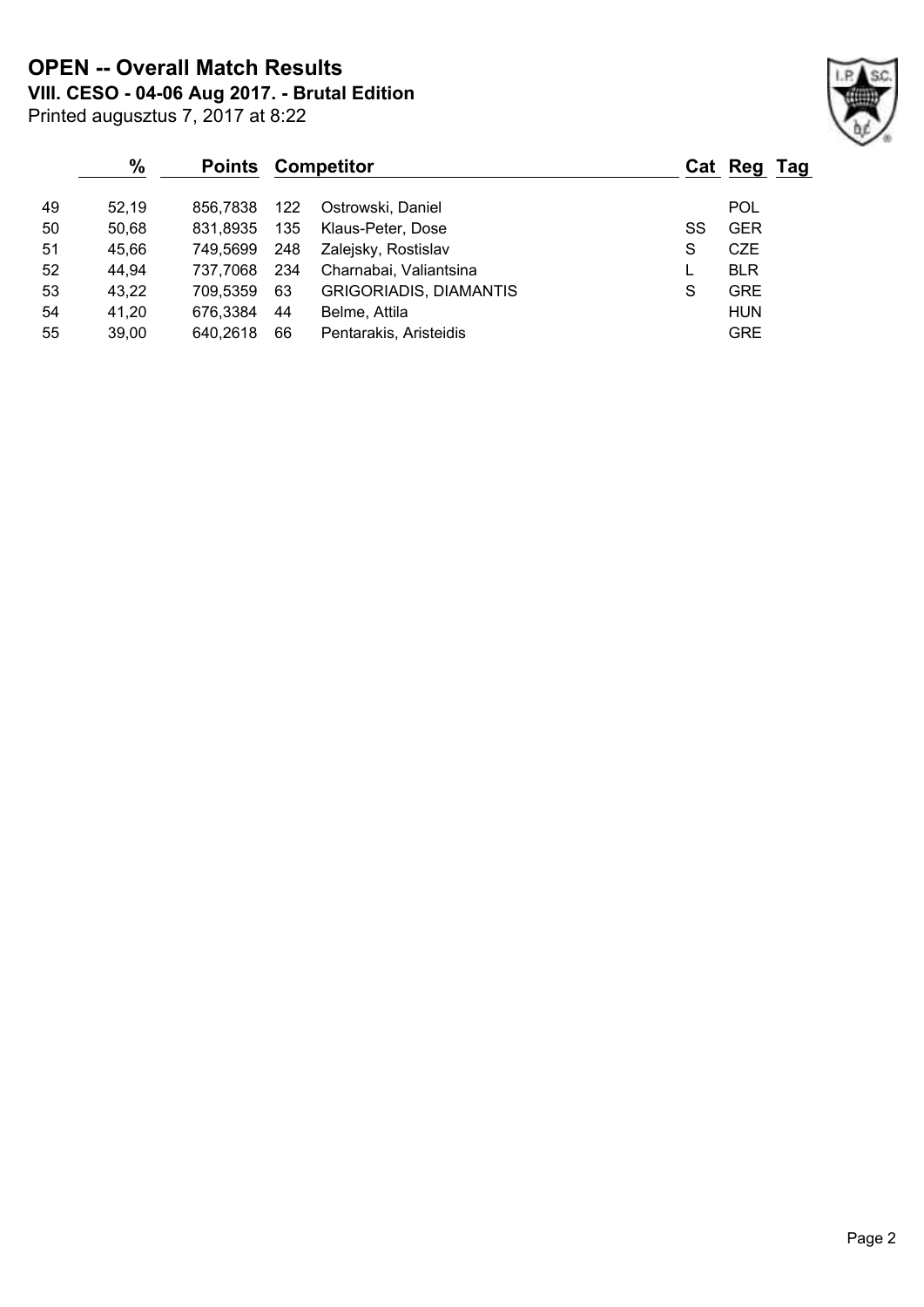# OPEN -- Overall Match Results

**VIII. CESO - 04-06 Aug 2017. - Brutal Edition**

Printed augusztus 7, 2017 at 8:22

| | % | Points | Competitor | | Cat | Reg | Tag |
|---|---|---|---|---|---|---|---|
| 49 | 52,19 | 856,7838 | 122 | Ostrowski, Daniel | | POL | |
| 50 | 50,68 | 831,8935 | 135 | Klaus-Peter, Dose | SS | GER | |
| 51 | 45,66 | 749,5699 | 248 | Zalejsky, Rostislav | S | CZE | |
| 52 | 44,94 | 737,7068 | 234 | Charnabai, Valiantsina | L | BLR | |
| 53 | 43,22 | 709,5359 | 63 | GRIGORIADIS, DIAMANTIS | S | GRE | |
| 54 | 41,20 | 676,3384 | 44 | Belme, Attila | | HUN | |
| 55 | 39,00 | 640,2618 | 66 | Pentarakis, Aristeidis | | GRE | |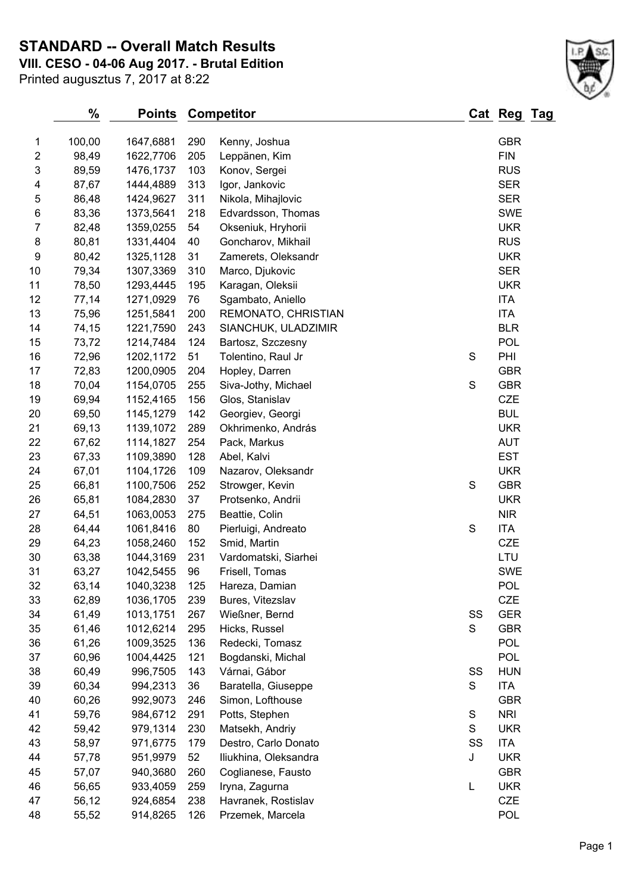# STANDARD -- Overall Match Results

**VIII. CESO - 04-06 Aug 2017. - Brutal Edition**

Printed augusztus 7, 2017 at 8:22

| | % | Points | Competitor | | Cat | Reg | Tag |
|---|---|---|---|---|---|---|---|
| 1 | 100,00 | 1647,6881 | 290 | Kenny, Joshua | | GBR | |
| 2 | 98,49 | 1622,7706 | 205 | Leppänen, Kim | | FIN | |
| 3 | 89,59 | 1476,1737 | 103 | Konov, Sergei | | RUS | |
| 4 | 87,67 | 1444,4889 | 313 | Igor, Jankovic | | SER | |
| 5 | 86,48 | 1424,9627 | 311 | Nikola, Mihajlovic | | SER | |
| 6 | 83,36 | 1373,5641 | 218 | Edvardsson, Thomas | | SWE | |
| 7 | 82,48 | 1359,0255 | 54 | Okseniuk, Hryhorii | | UKR | |
| 8 | 80,81 | 1331,4404 | 40 | Goncharov, Mikhail | | RUS | |
| 9 | 80,42 | 1325,1128 | 31 | Zamerets, Oleksandr | | UKR | |
| 10 | 79,34 | 1307,3369 | 310 | Marco, Djukovic | | SER | |
| 11 | 78,50 | 1293,4445 | 195 | Karagan, Oleksii | | UKR | |
| 12 | 77,14 | 1271,0929 | 76 | Sgambato, Aniello | | ITA | |
| 13 | 75,96 | 1251,5841 | 200 | REMONATO, CHRISTIAN | | ITA | |
| 14 | 74,15 | 1221,7590 | 243 | SIANCHUK, ULADZIMIR | | BLR | |
| 15 | 73,72 | 1214,7484 | 124 | Bartosz, Szczesny | | POL | |
| 16 | 72,96 | 1202,1172 | 51 | Tolentino, Raul Jr | S | PHI | |
| 17 | 72,83 | 1200,0905 | 204 | Hopley, Darren | | GBR | |
| 18 | 70,04 | 1154,0705 | 255 | Siva-Jothy, Michael | S | GBR | |
| 19 | 69,94 | 1152,4165 | 156 | Glos, Stanislav | | CZE | |
| 20 | 69,50 | 1145,1279 | 142 | Georgiev, Georgi | | BUL | |
| 21 | 69,13 | 1139,1072 | 289 | Okhrimenko, András | | UKR | |
| 22 | 67,62 | 1114,1827 | 254 | Pack, Markus | | AUT | |
| 23 | 67,33 | 1109,3890 | 128 | Abel, Kalvi | | EST | |
| 24 | 67,01 | 1104,1726 | 109 | Nazarov, Oleksandr | | UKR | |
| 25 | 66,81 | 1100,7506 | 252 | Strowger, Kevin | S | GBR | |
| 26 | 65,81 | 1084,2830 | 37 | Protsenko, Andrii | | UKR | |
| 27 | 64,51 | 1063,0053 | 275 | Beattie, Colin | | NIR | |
| 28 | 64,44 | 1061,8416 | 80 | Pierluigi, Andreato | S | ITA | |
| 29 | 64,23 | 1058,2460 | 152 | Smid, Martin | | CZE | |
| 30 | 63,38 | 1044,3169 | 231 | Vardomatski, Siarhei | | LTU | |
| 31 | 63,27 | 1042,5455 | 96 | Frisell, Tomas | | SWE | |
| 32 | 63,14 | 1040,3238 | 125 | Hareza, Damian | | POL | |
| 33 | 62,89 | 1036,1705 | 239 | Bures, Vitezslav | | CZE | |
| 34 | 61,49 | 1013,1751 | 267 | Wießner, Bernd | SS | GER | |
| 35 | 61,46 | 1012,6214 | 295 | Hicks, Russel | S | GBR | |
| 36 | 61,26 | 1009,3525 | 136 | Redecki, Tomasz | | POL | |
| 37 | 60,96 | 1004,4425 | 121 | Bogdanski, Michal | | POL | |
| 38 | 60,49 | 996,7505 | 143 | Várnai, Gábor | SS | HUN | |
| 39 | 60,34 | 994,2313 | 36 | Baratella, Giuseppe | S | ITA | |
| 40 | 60,26 | 992,9073 | 246 | Simon, Lofthouse | | GBR | |
| 41 | 59,76 | 984,6712 | 291 | Potts, Stephen | S | NRI | |
| 42 | 59,42 | 979,1314 | 230 | Matsekh, Andriy | S | UKR | |
| 43 | 58,97 | 971,6775 | 179 | Destro, Carlo Donato | SS | ITA | |
| 44 | 57,78 | 951,9979 | 52 | Iliukhina, Oleksandra | J | UKR | |
| 45 | 57,07 | 940,3680 | 260 | Coglianese, Fausto | | GBR | |
| 46 | 56,65 | 933,4059 | 259 | Iryna, Zagurna | L | UKR | |
| 47 | 56,12 | 924,6854 | 238 | Havranek, Rostislav | | CZE | |
| 48 | 55,52 | 914,8265 | 126 | Przemek, Marcela | | POL | |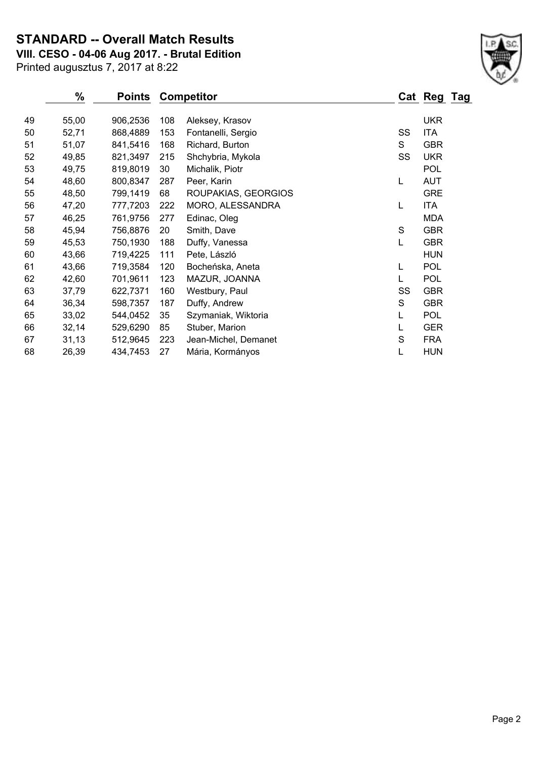# STANDARD -- Overall Match Results

**VIII. CESO - 04-06 Aug 2017. - Brutal Edition**

Printed augusztus 7, 2017 at 8:22

| | % | Points | | Competitor | Cat | Reg | Tag |
|---|---|---|---|---|---|---|---|
| 49 | 55,00 | 906,2536 | 108 | Aleksey, Krasov | | UKR | |
| 50 | 52,71 | 868,4889 | 153 | Fontanelli, Sergio | SS | ITA | |
| 51 | 51,07 | 841,5416 | 168 | Richard, Burton | S | GBR | |
| 52 | 49,85 | 821,3497 | 215 | Shchybria, Mykola | SS | UKR | |
| 53 | 49,75 | 819,8019 | 30 | Michalik, Piotr | | POL | |
| 54 | 48,60 | 800,8347 | 287 | Peer, Karin | L | AUT | |
| 55 | 48,50 | 799,1419 | 68 | ROUPAKIAS, GEORGIOS | | GRE | |
| 56 | 47,20 | 777,7203 | 222 | MORO, ALESSANDRA | L | ITA | |
| 57 | 46,25 | 761,9756 | 277 | Edinac, Oleg | | MDA | |
| 58 | 45,94 | 756,8876 | 20 | Smith, Dave | S | GBR | |
| 59 | 45,53 | 750,1930 | 188 | Duffy, Vanessa | L | GBR | |
| 60 | 43,66 | 719,4225 | 111 | Pete, László | | HUN | |
| 61 | 43,66 | 719,3584 | 120 | Bocheńska, Aneta | L | POL | |
| 62 | 42,60 | 701,9611 | 123 | MAZUR, JOANNA | L | POL | |
| 63 | 37,79 | 622,7371 | 160 | Westbury, Paul | SS | GBR | |
| 64 | 36,34 | 598,7357 | 187 | Duffy, Andrew | S | GBR | |
| 65 | 33,02 | 544,0452 | 35 | Szymaniak, Wiktoria | L | POL | |
| 66 | 32,14 | 529,6290 | 85 | Stuber, Marion | L | GER | |
| 67 | 31,13 | 512,9645 | 223 | Jean-Michel, Demanet | S | FRA | |
| 68 | 26,39 | 434,7453 | 27 | Mária, Kormányos | L | HUN | |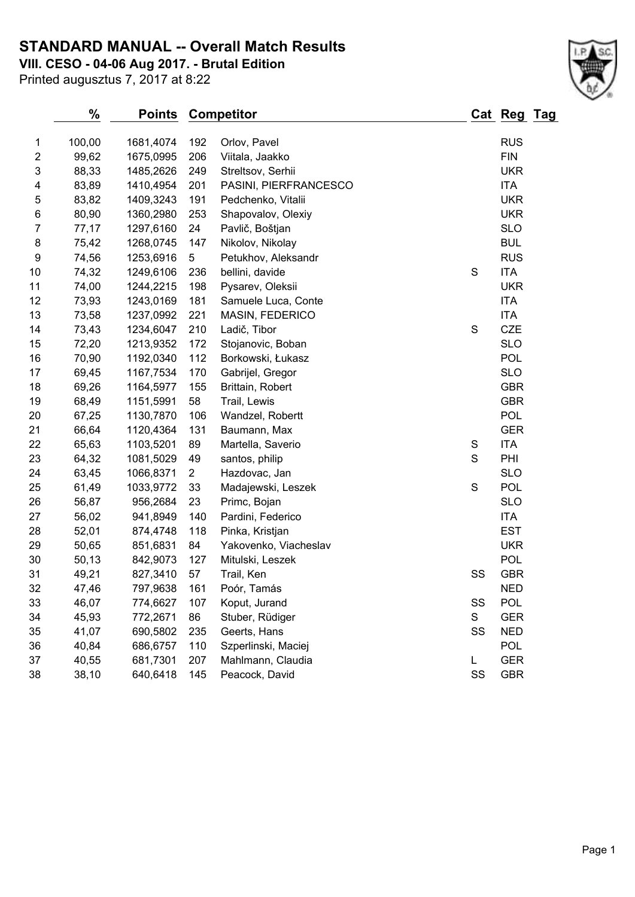# STANDARD MANUAL -- Overall Match Results

**VIII. CESO - 04-06 Aug 2017. - Brutal Edition**

Printed augusztus 7, 2017 at 8:22

| | % | Points | Competitor | | Cat | Reg | Tag |
|---|---|---|---|---|---|---|---|
| 1 | 100,00 | 1681,4074 | 192 | Orlov, Pavel | | RUS | |
| 2 | 99,62 | 1675,0995 | 206 | Viitala, Jaakko | | FIN | |
| 3 | 88,33 | 1485,2626 | 249 | Streltsov, Serhii | | UKR | |
| 4 | 83,89 | 1410,4954 | 201 | PASINI, PIERFRANCESCO | | ITA | |
| 5 | 83,82 | 1409,3243 | 191 | Pedchenko, Vitalii | | UKR | |
| 6 | 80,90 | 1360,2980 | 253 | Shapovalov, Olexiy | | UKR | |
| 7 | 77,17 | 1297,6160 | 24 | Pavlič, Boštjan | | SLO | |
| 8 | 75,42 | 1268,0745 | 147 | Nikolov, Nikolay | | BUL | |
| 9 | 74,56 | 1253,6916 | 5 | Petukhov, Aleksandr | | RUS | |
| 10 | 74,32 | 1249,6106 | 236 | bellini, davide | S | ITA | |
| 11 | 74,00 | 1244,2215 | 198 | Pysarev, Oleksii | | UKR | |
| 12 | 73,93 | 1243,0169 | 181 | Samuele Luca, Conte | | ITA | |
| 13 | 73,58 | 1237,0992 | 221 | MASIN, FEDERICO | | ITA | |
| 14 | 73,43 | 1234,6047 | 210 | Ladič, Tibor | S | CZE | |
| 15 | 72,20 | 1213,9352 | 172 | Stojanovic, Boban | | SLO | |
| 16 | 70,90 | 1192,0340 | 112 | Borkowski, Łukasz | | POL | |
| 17 | 69,45 | 1167,7534 | 170 | Gabrijel, Gregor | | SLO | |
| 18 | 69,26 | 1164,5977 | 155 | Brittain, Robert | | GBR | |
| 19 | 68,49 | 1151,5991 | 58 | Trail, Lewis | | GBR | |
| 20 | 67,25 | 1130,7870 | 106 | Wandzel, Robertt | | POL | |
| 21 | 66,64 | 1120,4364 | 131 | Baumann, Max | | GER | |
| 22 | 65,63 | 1103,5201 | 89 | Martella, Saverio | S | ITA | |
| 23 | 64,32 | 1081,5029 | 49 | santos, philip | S | PHI | |
| 24 | 63,45 | 1066,8371 | 2 | Hazdovac, Jan | | SLO | |
| 25 | 61,49 | 1033,9772 | 33 | Madajewski, Leszek | S | POL | |
| 26 | 56,87 | 956,2684 | 23 | Primc, Bojan | | SLO | |
| 27 | 56,02 | 941,8949 | 140 | Pardini, Federico | | ITA | |
| 28 | 52,01 | 874,4748 | 118 | Pinka, Kristjan | | EST | |
| 29 | 50,65 | 851,6831 | 84 | Yakovenko, Viacheslav | | UKR | |
| 30 | 50,13 | 842,9073 | 127 | Mitulski, Leszek | | POL | |
| 31 | 49,21 | 827,3410 | 57 | Trail, Ken | SS | GBR | |
| 32 | 47,46 | 797,9638 | 161 | Poór, Tamás | | NED | |
| 33 | 46,07 | 774,6627 | 107 | Koput, Jurand | SS | POL | |
| 34 | 45,93 | 772,2671 | 86 | Stuber, Rüdiger | S | GER | |
| 35 | 41,07 | 690,5802 | 235 | Geerts, Hans | SS | NED | |
| 36 | 40,84 | 686,6757 | 110 | Szperlinski, Maciej | | POL | |
| 37 | 40,55 | 681,7301 | 207 | Mahlmann, Claudia | L | GER | |
| 38 | 38,10 | 640,6418 | 145 | Peacock, David | SS | GBR | |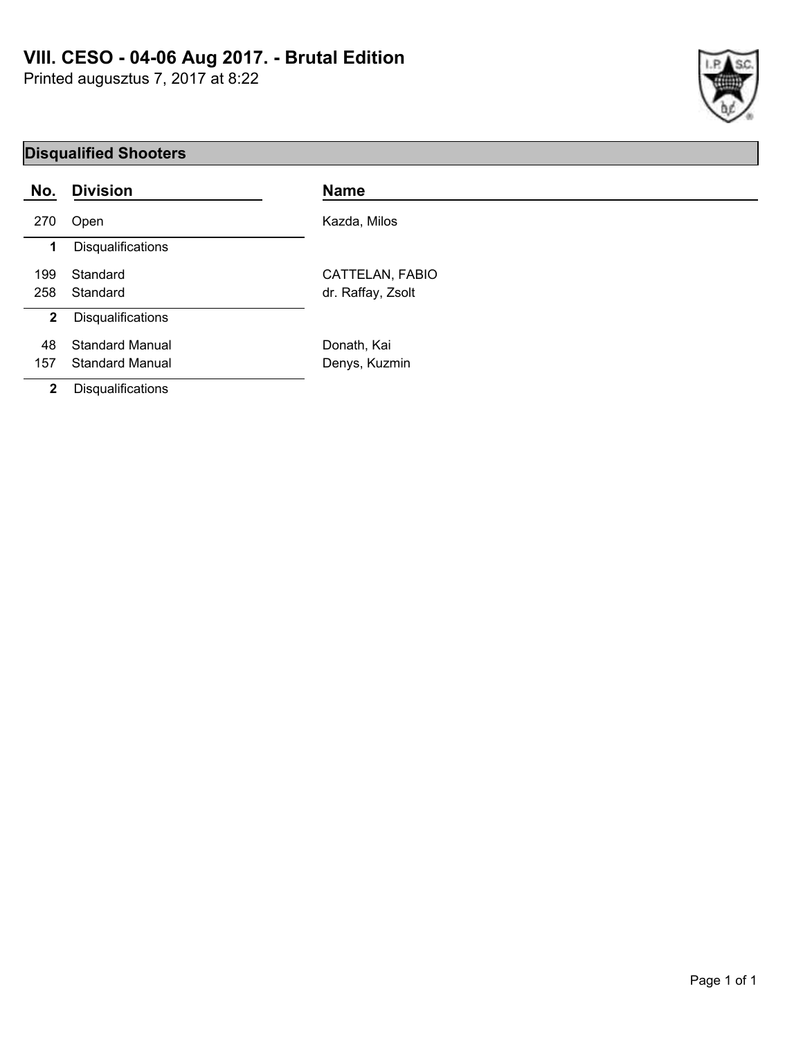# VIII. CESO - 04-06 Aug 2017. - Brutal Edition

Printed augusztus 7, 2017 at 8:22

## Disqualified Shooters

| No. | Division | Name |
|---|---|---|
| 270 | Open | Kazda, Milos |
| **1** | Disqualifications | |
| 199 | Standard | CATTELAN, FABIO |
| 258 | Standard | dr. Raffay, Zsolt |
| **2** | Disqualifications | |
| 48 | Standard Manual | Donath, Kai |
| 157 | Standard Manual | Denys, Kuzmin |
| **2** | Disqualifications | |